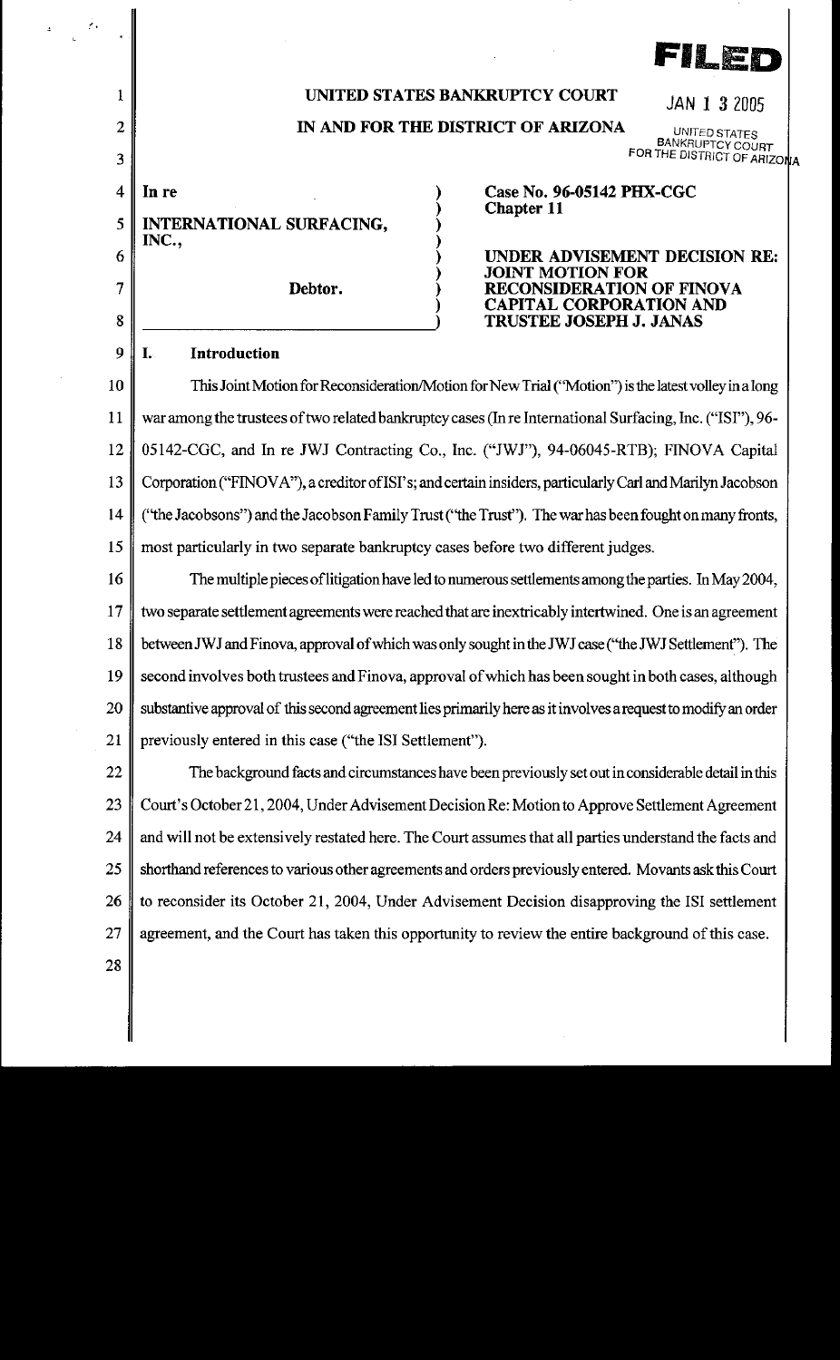FILED

JAN 1 3 2005

UNITED STATES BANKRUPTCY COURT FOR THE DISTRICT OF ARIZONA

**UNITED STATES BANKRUPTCY COURT**

**IN AND FOR THE DISTRICT OF ARIZONA**

| | |
|---|---|
| **In re**<br><br>**INTERNATIONAL SURFACING, INC.,**<br><br>**Debtor.** | **Case No. 96-05142 PHX-CGC**<br>**Chapter 11**<br><br>**UNDER ADVISEMENT DECISION RE: JOINT MOTION FOR RECONSIDERATION OF FINOVA CAPITAL CORPORATION AND TRUSTEE JOSEPH J. JANAS** |

## I. Introduction

This Joint Motion for Reconsideration/Motion for New Trial ("Motion") is the latest volley in a long war among the trustees of two related bankruptcy cases (In re International Surfacing, Inc. ("ISI"), 96-05142-CGC, and In re JWJ Contracting Co., Inc. ("JWJ"), 94-06045-RTB); FINOVA Capital Corporation ("FINOVA"), a creditor of ISI's; and certain insiders, particularly Carl and Marilyn Jacobson ("the Jacobsons") and the Jacobson Family Trust ("the Trust"). The war has been fought on many fronts, most particularly in two separate bankruptcy cases before two different judges.

The multiple pieces of litigation have led to numerous settlements among the parties. In May 2004, two separate settlement agreements were reached that are inextricably intertwined. One is an agreement between JWJ and Finova, approval of which was only sought in the JWJ case ("the JWJ Settlement"). The second involves both trustees and Finova, approval of which has been sought in both cases, although substantive approval of this second agreement lies primarily here as it involves a request to modify an order previously entered in this case ("the ISI Settlement").

The background facts and circumstances have been previously set out in considerable detail in this Court's October 21, 2004, Under Advisement Decision Re: Motion to Approve Settlement Agreement and will not be extensively restated here. The Court assumes that all parties understand the facts and shorthand references to various other agreements and orders previously entered. Movants ask this Court to reconsider its October 21, 2004, Under Advisement Decision disapproving the ISI settlement agreement, and the Court has taken this opportunity to review the entire background of this case.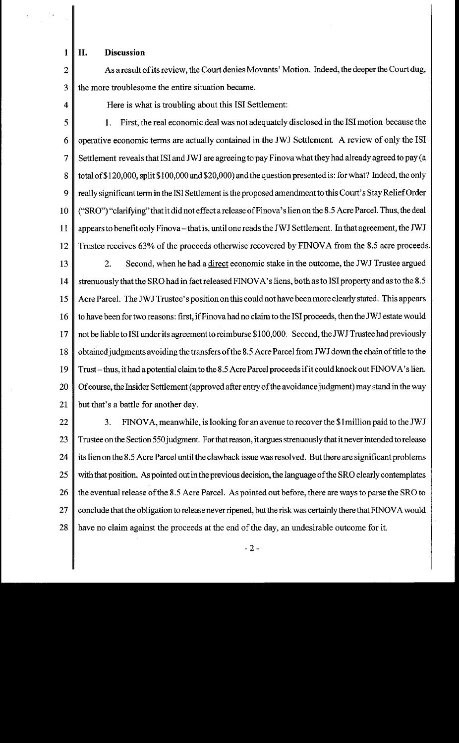## II. Discussion

As a result of its review, the Court denies Movants' Motion. Indeed, the deeper the Court dug, the more troublesome the entire situation became.

Here is what is troubling about this ISI Settlement:

1. First, the real economic deal was not adequately disclosed in the ISI motion because the operative economic terms are actually contained in the JWJ Settlement. A review of only the ISI Settlement reveals that ISI and JWJ are agreeing to pay Finova what they had already agreed to pay (a total of $120,000, split $100,000 and $20,000) and the question presented is: for what? Indeed, the only really significant term in the ISI Settlement is the proposed amendment to this Court's Stay Relief Order ("SRO") "clarifying" that it did not effect a release of Finova's lien on the 8.5 Acre Parcel. Thus, the deal appears to benefit only Finova – that is, until one reads the JWJ Settlement. In that agreement, the JWJ Trustee receives 63% of the proceeds otherwise recovered by FINOVA from the 8.5 acre proceeds.

2. Second, when he had a <u>direct</u> economic stake in the outcome, the JWJ Trustee argued strenuously that the SRO had in fact released FINOVA's liens, both as to ISI property and as to the 8.5 Acre Parcel. The JWJ Trustee's position on this could not have been more clearly stated. This appears to have been for two reasons: first, if Finova had no claim to the ISI proceeds, then the JWJ estate would not be liable to ISI under its agreement to reimburse $100,000. Second, the JWJ Trustee had previously obtained judgments avoiding the transfers of the 8.5 Acre Parcel from JWJ down the chain of title to the Trust – thus, it had a potential claim to the 8.5 Acre Parcel proceeds if it could knock out FINOVA's lien. Of course, the Insider Settlement (approved after entry of the avoidance judgment) may stand in the way but that's a battle for another day.

3. FINOVA, meanwhile, is looking for an avenue to recover the $1 million paid to the JWJ Trustee on the Section 550 judgment. For that reason, it argues strenuously that it never intended to release its lien on the 8.5 Acre Parcel until the clawback issue was resolved. But there are significant problems with that position. As pointed out in the previous decision, the language of the SRO clearly contemplates the eventual release of the 8.5 Acre Parcel. As pointed out before, there are ways to parse the SRO to conclude that the obligation to release never ripened, but the risk was certainly there that FINOVA would have no claim against the proceeds at the end of the day, an undesirable outcome for it.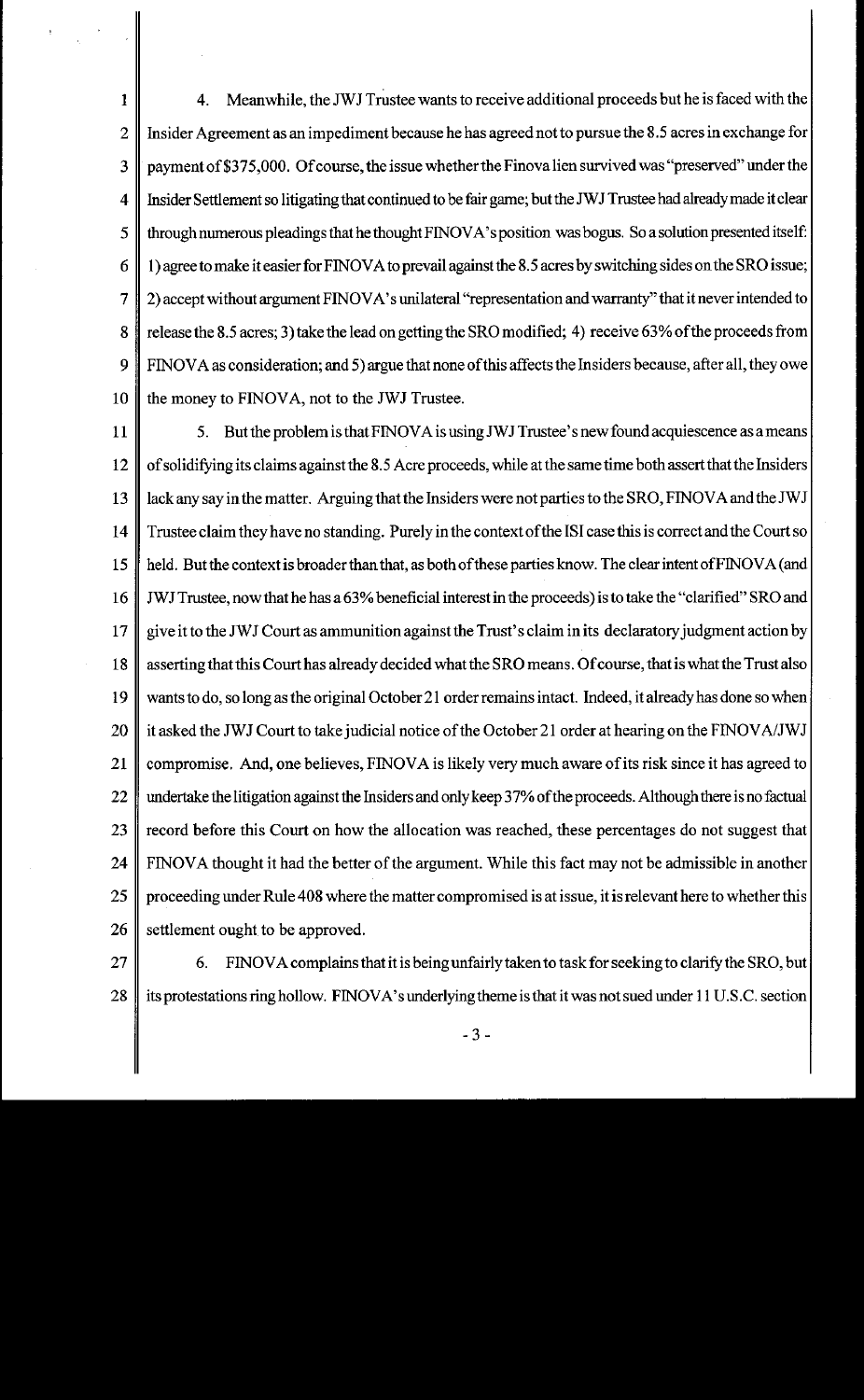4. Meanwhile, the JWJ Trustee wants to receive additional proceeds but he is faced with the Insider Agreement as an impediment because he has agreed not to pursue the 8.5 acres in exchange for payment of $375,000. Of course, the issue whether the Finova lien survived was "preserved" under the Insider Settlement so litigating that continued to be fair game; but the JWJ Trustee had already made it clear through numerous pleadings that he thought FINOVA's position was bogus. So a solution presented itself: 1) agree to make it easier for FINOVA to prevail against the 8.5 acres by switching sides on the SRO issue; 2) accept without argument FINOVA's unilateral "representation and warranty" that it never intended to release the 8.5 acres; 3) take the lead on getting the SRO modified; 4) receive 63% of the proceeds from FINOVA as consideration; and 5) argue that none of this affects the Insiders because, after all, they owe the money to FINOVA, not to the JWJ Trustee.

5. But the problem is that FINOVA is using JWJ Trustee's new found acquiescence as a means of solidifying its claims against the 8.5 Acre proceeds, while at the same time both assert that the Insiders lack any say in the matter. Arguing that the Insiders were not parties to the SRO, FINOVA and the JWJ Trustee claim they have no standing. Purely in the context of the ISI case this is correct and the Court so held. But the context is broader than that, as both of these parties know. The clear intent of FINOVA (and JWJ Trustee, now that he has a 63% beneficial interest in the proceeds) is to take the "clarified" SRO and give it to the JWJ Court as ammunition against the Trust's claim in its declaratory judgment action by asserting that this Court has already decided what the SRO means. Of course, that is what the Trust also wants to do, so long as the original October 21 order remains intact. Indeed, it already has done so when it asked the JWJ Court to take judicial notice of the October 21 order at hearing on the FINOVA/JWJ compromise. And, one believes, FINOVA is likely very much aware of its risk since it has agreed to undertake the litigation against the Insiders and only keep 37% of the proceeds. Although there is no factual record before this Court on how the allocation was reached, these percentages do not suggest that FINOVA thought it had the better of the argument. While this fact may not be admissible in another proceeding under Rule 408 where the matter compromised is at issue, it is relevant here to whether this settlement ought to be approved.

6. FINOVA complains that it is being unfairly taken to task for seeking to clarify the SRO, but its protestations ring hollow. FINOVA's underlying theme is that it was not sued under 11 U.S.C. section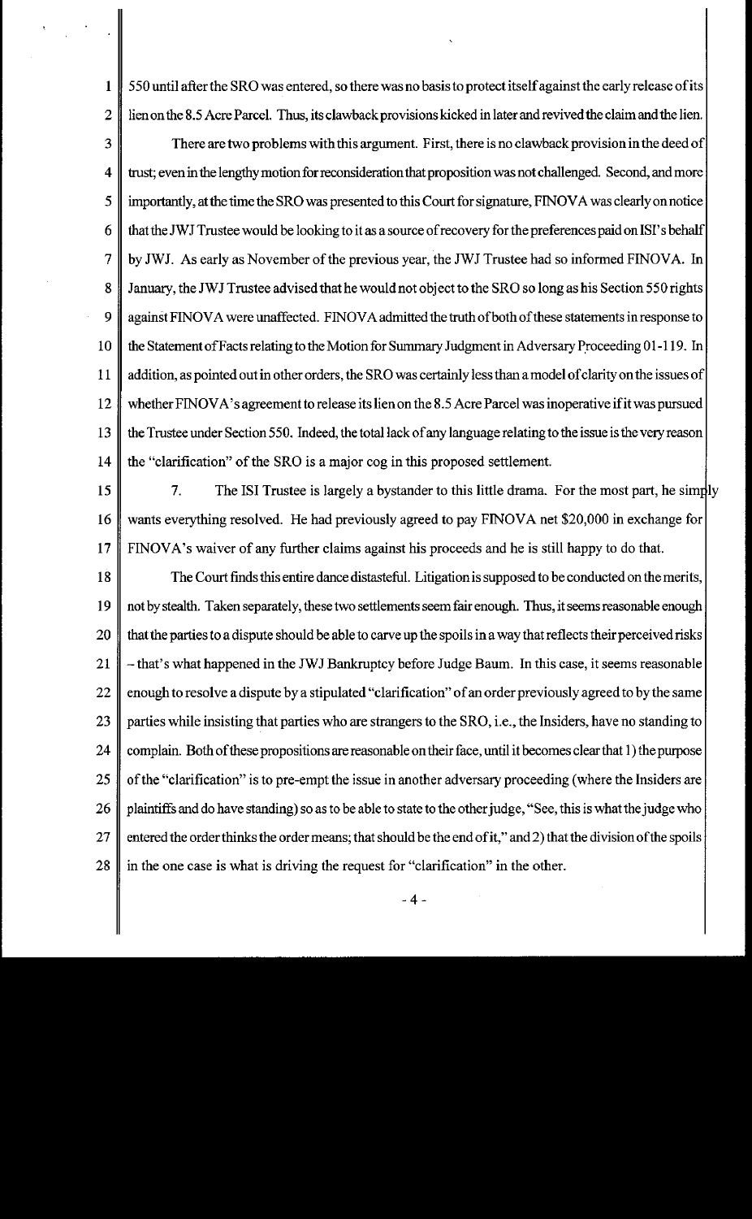550 until after the SRO was entered, so there was no basis to protect itself against the early release of its lien on the 8.5 Acre Parcel. Thus, its clawback provisions kicked in later and revived the claim and the lien.

There are two problems with this argument. First, there is no clawback provision in the deed of trust; even in the lengthy motion for reconsideration that proposition was not challenged. Second, and more importantly, at the time the SRO was presented to this Court for signature, FINOVA was clearly on notice that the JWJ Trustee would be looking to it as a source of recovery for the preferences paid on ISI's behalf by JWJ. As early as November of the previous year, the JWJ Trustee had so informed FINOVA. In January, the JWJ Trustee advised that he would not object to the SRO so long as his Section 550 rights against FINOVA were unaffected. FINOVA admitted the truth of both of these statements in response to the Statement of Facts relating to the Motion for Summary Judgment in Adversary Proceeding 01-119. In addition, as pointed out in other orders, the SRO was certainly less than a model of clarity on the issues of whether FINOVA's agreement to release its lien on the 8.5 Acre Parcel was inoperative if it was pursued the Trustee under Section 550. Indeed, the total lack of any language relating to the issue is the very reason the "clarification" of the SRO is a major cog in this proposed settlement.

7. The ISI Trustee is largely a bystander to this little drama. For the most part, he simply wants everything resolved. He had previously agreed to pay FINOVA net $20,000 in exchange for FINOVA's waiver of any further claims against his proceeds and he is still happy to do that.

The Court finds this entire dance distasteful. Litigation is supposed to be conducted on the merits, not by stealth. Taken separately, these two settlements seem fair enough. Thus, it seems reasonable enough that the parties to a dispute should be able to carve up the spoils in a way that reflects their perceived risks – that's what happened in the JWJ Bankruptcy before Judge Baum. In this case, it seems reasonable enough to resolve a dispute by a stipulated "clarification" of an order previously agreed to by the same parties while insisting that parties who are strangers to the SRO, i.e., the Insiders, have no standing to complain. Both of these propositions are reasonable on their face, until it becomes clear that 1) the purpose of the "clarification" is to pre-empt the issue in another adversary proceeding (where the Insiders are plaintiffs and do have standing) so as to be able to state to the other judge, "See, this is what the judge who entered the order thinks the order means; that should be the end of it," and 2) that the division of the spoils in the one case is what is driving the request for "clarification" in the other.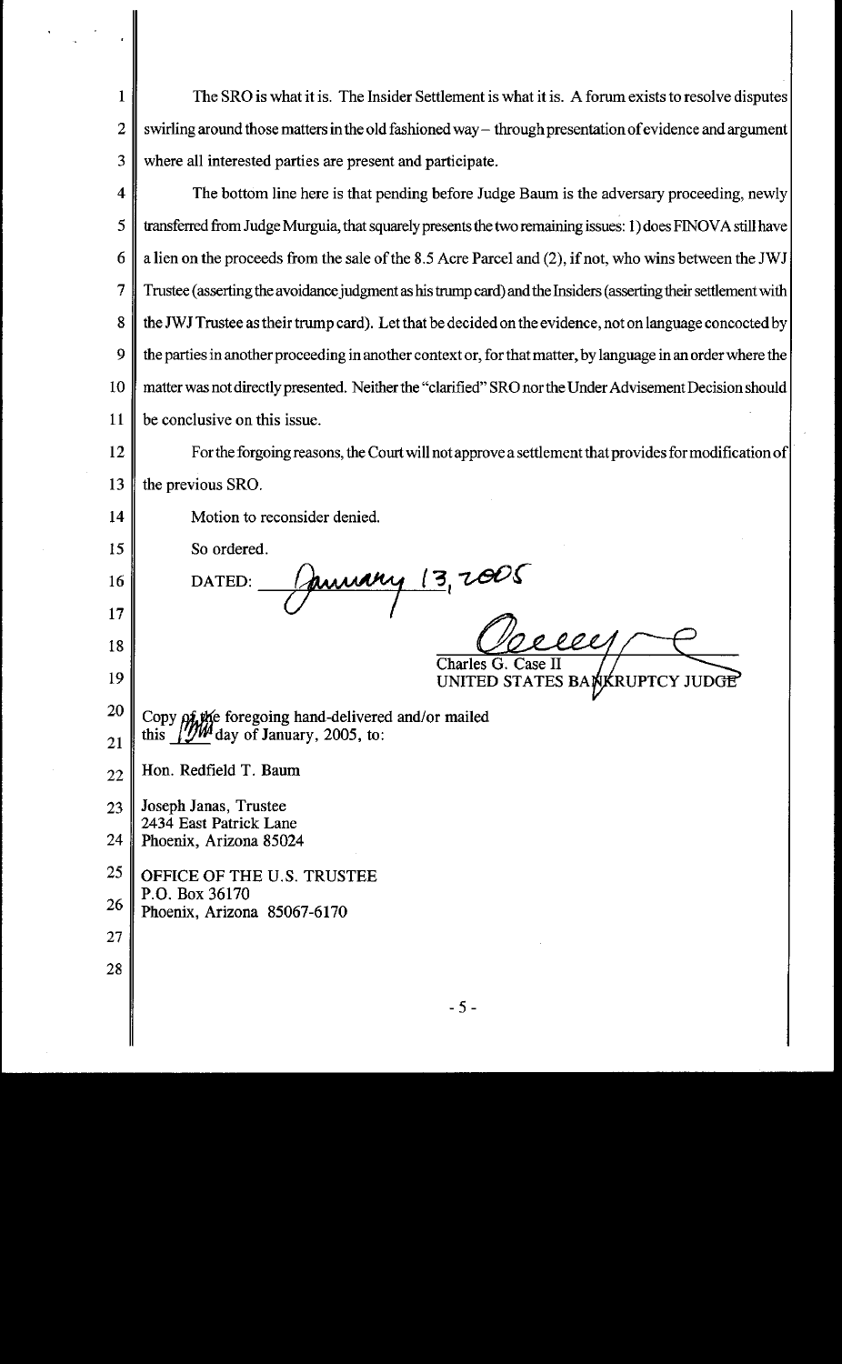The SRO is what it is. The Insider Settlement is what it is. A forum exists to resolve disputes swirling around those matters in the old fashioned way – through presentation of evidence and argument where all interested parties are present and participate.

The bottom line here is that pending before Judge Baum is the adversary proceeding, newly transferred from Judge Murguia, that squarely presents the two remaining issues: 1) does FINOVA still have a lien on the proceeds from the sale of the 8.5 Acre Parcel and (2), if not, who wins between the JWJ Trustee (asserting the avoidance judgment as his trump card) and the Insiders (asserting their settlement with the JWJ Trustee as their trump card). Let that be decided on the evidence, not on language concocted by the parties in another proceeding in another context or, for that matter, by language in an order where the matter was not directly presented. Neither the "clarified" SRO nor the Under Advisement Decision should be conclusive on this issue.

For the forgoing reasons, the Court will not approve a settlement that provides for modification of the previous SRO.

Motion to reconsider denied.

So ordered.

DATED: January 13, 2005

Charles G. Case II
UNITED STATES BANKRUPTCY JUDGE

Copy of the foregoing hand-delivered and/or mailed this 13th day of January, 2005, to:

Hon. Redfield T. Baum

Joseph Janas, Trustee
2434 East Patrick Lane
Phoenix, Arizona 85024

OFFICE OF THE U.S. TRUSTEE
P.O. Box 36170
Phoenix, Arizona 85067-6170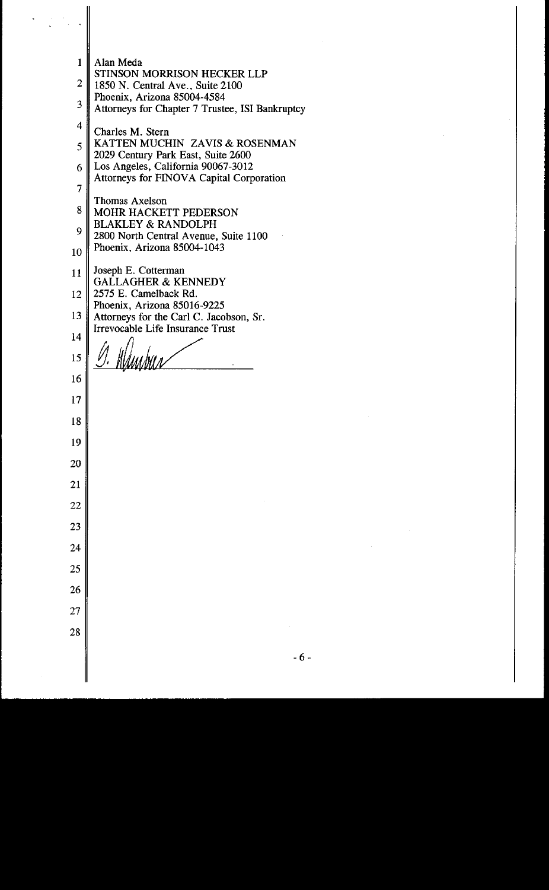Alan Meda
STINSON MORRISON HECKER LLP
1850 N. Central Ave., Suite 2100
Phoenix, Arizona 85004-4584
Attorneys for Chapter 7 Trustee, ISI Bankruptcy

Charles M. Stern
KATTEN MUCHIN ZAVIS & ROSENMAN
2029 Century Park East, Suite 2600
Los Angeles, California 90067-3012
Attorneys for FINOVA Capital Corporation

Thomas Axelson
MOHR HACKETT PEDERSON
BLAKLEY & RANDOLPH
2800 North Central Avenue, Suite 1100
Phoenix, Arizona 85004-1043

Joseph E. Cotterman
GALLAGHER & KENNEDY
2575 E. Camelback Rd.
Phoenix, Arizona 85016-9225
Attorneys for the Carl C. Jacobson, Sr.
Irrevocable Life Insurance Trust

[Signature]